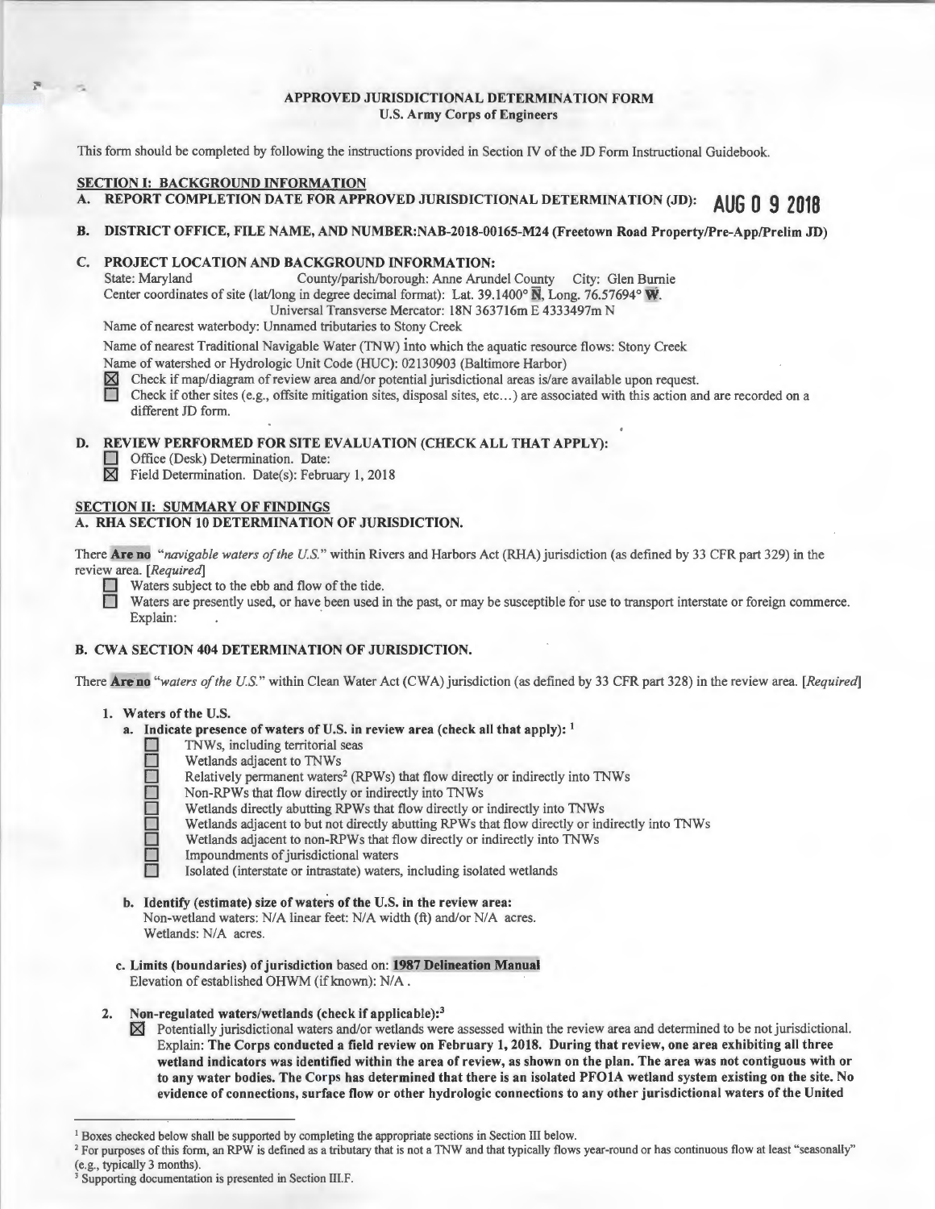# APPROVED JURISDICTIONAL DETERMINATION FORM
## U.S. Army Corps of Engineers

This form should be completed by following the instructions provided in Section IV of the JD Form Instructional Guidebook.

## SECTION I: BACKGROUND INFORMATION

**A. REPORT COMPLETION DATE FOR APPROVED JURISDICTIONAL DETERMINATION (JD): AUG 0 9 2018**

**B. DISTRICT OFFICE, FILE NAME, AND NUMBER:NAB-2018-00165-M24 (Freetown Road Property/Pre-App/Prelim JD)**

**C. PROJECT LOCATION AND BACKGROUND INFORMATION:**

State: Maryland County/parish/borough: Anne Arundel County City: Glen Burnie

Center coordinates of site (lat/long in degree decimal format): Lat. 39.1400° N, Long. 76.57694° W.

Universal Transverse Mercator: 18N 363716m E 4333497m N

Name of nearest waterbody: Unnamed tributaries to Stony Creek

Name of nearest Traditional Navigable Water (TNW) into which the aquatic resource flows: Stony Creek

Name of watershed or Hydrologic Unit Code (HUC): 02130903 (Baltimore Harbor)

- ☒ Check if map/diagram of review area and/or potential jurisdictional areas is/are available upon request.
- ☐ Check if other sites (e.g., offsite mitigation sites, disposal sites, etc…) are associated with this action and are recorded on a different JD form.

**D. REVIEW PERFORMED FOR SITE EVALUATION (CHECK ALL THAT APPLY):**

- ☐ Office (Desk) Determination. Date:
- ☒ Field Determination. Date(s): February 1, 2018

## SECTION II: SUMMARY OF FINDINGS

**A. RHA SECTION 10 DETERMINATION OF JURISDICTION.**

There **Are no** *"navigable waters of the U.S."* within Rivers and Harbors Act (RHA) jurisdiction (as defined by 33 CFR part 329) in the review area. *[Required]*

- ☐ Waters subject to the ebb and flow of the tide.
- ☐ Waters are presently used, or have been used in the past, or may be susceptible for use to transport interstate or foreign commerce. Explain:

**B. CWA SECTION 404 DETERMINATION OF JURISDICTION.**

There **Are no** *"waters of the U.S."* within Clean Water Act (CWA) jurisdiction (as defined by 33 CFR part 328) in the review area. *[Required]*

**1. Waters of the U.S.**

**a. Indicate presence of waters of U.S. in review area (check all that apply):** [1]

- ☐ TNWs, including territorial seas
- ☐ Wetlands adjacent to TNWs
- ☐ Relatively permanent waters[2] (RPWs) that flow directly or indirectly into TNWs
- ☐ Non-RPWs that flow directly or indirectly into TNWs
- ☐ Wetlands directly abutting RPWs that flow directly or indirectly into TNWs
- ☐ Wetlands adjacent to but not directly abutting RPWs that flow directly or indirectly into TNWs
- ☐ Wetlands adjacent to non-RPWs that flow directly or indirectly into TNWs
- ☐ Impoundments of jurisdictional waters
- ☐ Isolated (interstate or intrastate) waters, including isolated wetlands

**b. Identify (estimate) size of waters of the U.S. in the review area:**

Non-wetland waters: N/A linear feet: N/A width (ft) and/or N/A acres.

Wetlands: N/A acres.

**c. Limits (boundaries) of jurisdiction** based on: **1987 Delineation Manual**

Elevation of established OHWM (if known): N/A .

**2. Non-regulated waters/wetlands (check if applicable):**[3]

☒ Potentially jurisdictional waters and/or wetlands were assessed within the review area and determined to be not jurisdictional. Explain: **The Corps conducted a field review on February 1, 2018. During that review, one area exhibiting all three wetland indicators was identified within the area of review, as shown on the plan. The area was not contiguous with or to any water bodies. The Corps has determined that there is an isolated PFO1A wetland system existing on the site. No evidence of connections, surface flow or other hydrologic connections to any other jurisdictional waters of the United**

---

[1] Boxes checked below shall be supported by completing the appropriate sections in Section III below.

[2] For purposes of this form, an RPW is defined as a tributary that is not a TNW and that typically flows year-round or has continuous flow at least "seasonally" (e.g., typically 3 months).

[3] Supporting documentation is presented in Section III.F.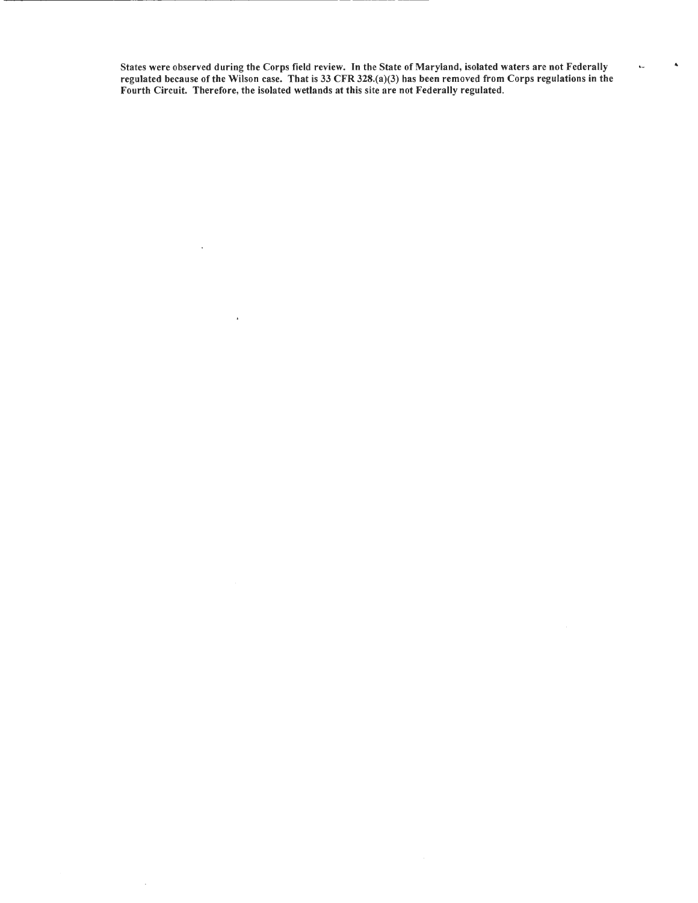**States were observed during the Corps field review. In the State of Maryland, isolated waters are not Federally regulated because of the Wilson case. That is 33 CFR 328.(a)(3) has been removed from Corps regulations in the Fourth Circuit. Therefore, the isolated wetlands at this site are not Federally regulated.**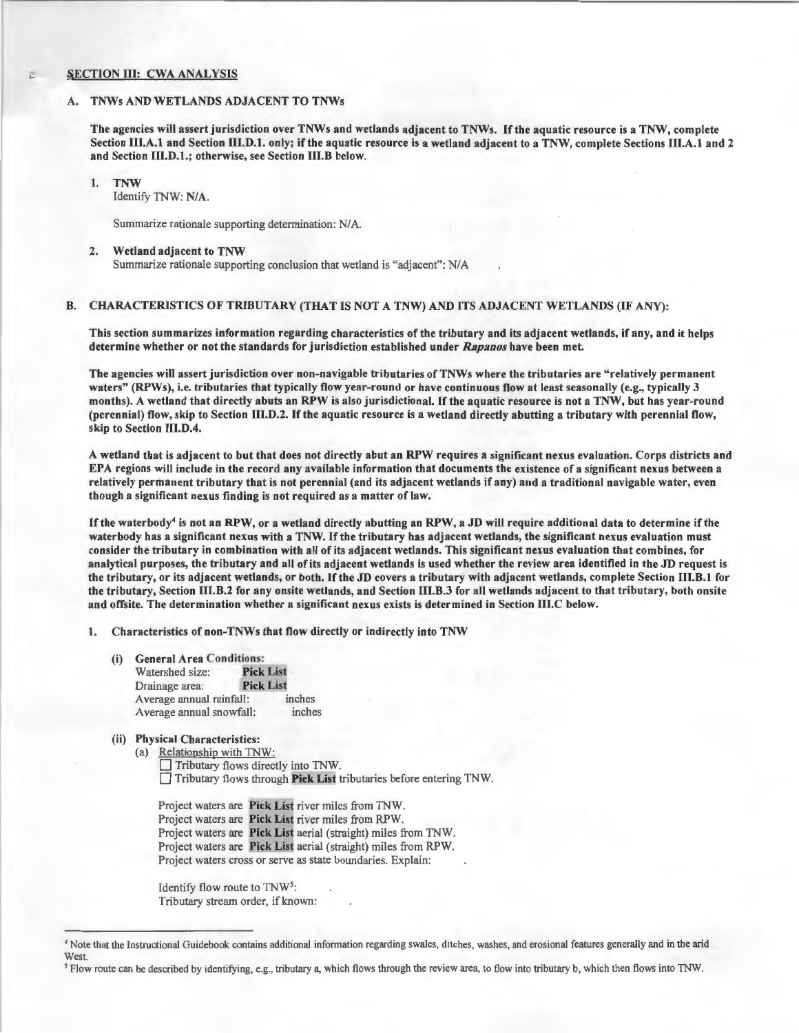## SECTION III: CWA ANALYSIS

### A. TNWs AND WETLANDS ADJACENT TO TNWs

**The agencies will assert jurisdiction over TNWs and wetlands adjacent to TNWs. If the aquatic resource is a TNW, complete Section III.A.1 and Section III.D.1. only; if the aquatic resource is a wetland adjacent to a TNW, complete Sections III.A.1 and 2 and Section III.D.1.; otherwise, see Section III.B below.**

1. **TNW**
   Identify TNW: **N/A.**

   Summarize rationale supporting determination: N/A.

2. **Wetland adjacent to TNW**
   Summarize rationale supporting conclusion that wetland is "adjacent": N/A

### B. CHARACTERISTICS OF TRIBUTARY (THAT IS NOT A TNW) AND ITS ADJACENT WETLANDS (IF ANY):

**This section summarizes information regarding characteristics of the tributary and its adjacent wetlands, if any, and it helps determine whether or not the standards for jurisdiction established under *Rapanos* have been met.**

**The agencies will assert jurisdiction over non-navigable tributaries of TNWs where the tributaries are "relatively permanent waters" (RPWs), i.e. tributaries that typically flow year-round or have continuous flow at least seasonally (e.g., typically 3 months). A wetland that directly abuts an RPW is also jurisdictional. If the aquatic resource is not a TNW, but has year-round (perennial) flow, skip to Section III.D.2. If the aquatic resource is a wetland directly abutting a tributary with perennial flow, skip to Section III.D.4.**

**A wetland that is adjacent to but that does not directly abut an RPW requires a significant nexus evaluation. Corps districts and EPA regions will include in the record any available information that documents the existence of a significant nexus between a relatively permanent tributary that is not perennial (and its adjacent wetlands if any) and a traditional navigable water, even though a significant nexus finding is not required as a matter of law.**

**If the waterbody[4] is not an RPW, or a wetland directly abutting an RPW, a JD will require additional data to determine if the waterbody has a significant nexus with a TNW. If the tributary has adjacent wetlands, the significant nexus evaluation must consider the tributary in combination with all of its adjacent wetlands. This significant nexus evaluation that combines, for analytical purposes, the tributary and all of its adjacent wetlands is used whether the review area identified in the JD request is the tributary, or its adjacent wetlands, or both. If the JD covers a tributary with adjacent wetlands, complete Section III.B.1 for the tributary, Section III.B.2 for any onsite wetlands, and Section III.B.3 for all wetlands adjacent to that tributary, both onsite and offsite. The determination whether a significant nexus exists is determined in Section III.C below.**

1. **Characteristics of non-TNWs that flow directly or indirectly into TNW**

   (i) **General Area Conditions:**
   Watershed size: **Pick List**
   Drainage area: **Pick List**
   Average annual rainfall: inches
   Average annual snowfall: inches

   (ii) **Physical Characteristics:**
   (a) Relationship with TNW:
   ☐ Tributary flows directly into TNW.
   ☐ Tributary flows through **Pick List** tributaries before entering TNW.

   Project waters are **Pick List** river miles from TNW.
   Project waters are **Pick List** river miles from RPW.
   Project waters are **Pick List** aerial (straight) miles from TNW.
   Project waters are **Pick List** aerial (straight) miles from RPW.
   Project waters cross or serve as state boundaries. Explain: .

   Identify flow route to TNW[5]: .
   Tributary stream order, if known: .

---

[4] Note that the Instructional Guidebook contains additional information regarding swales, ditches, washes, and erosional features generally and in the arid West.

[5] Flow route can be described by identifying, e.g., tributary a, which flows through the review area, to flow into tributary b, which then flows into TNW.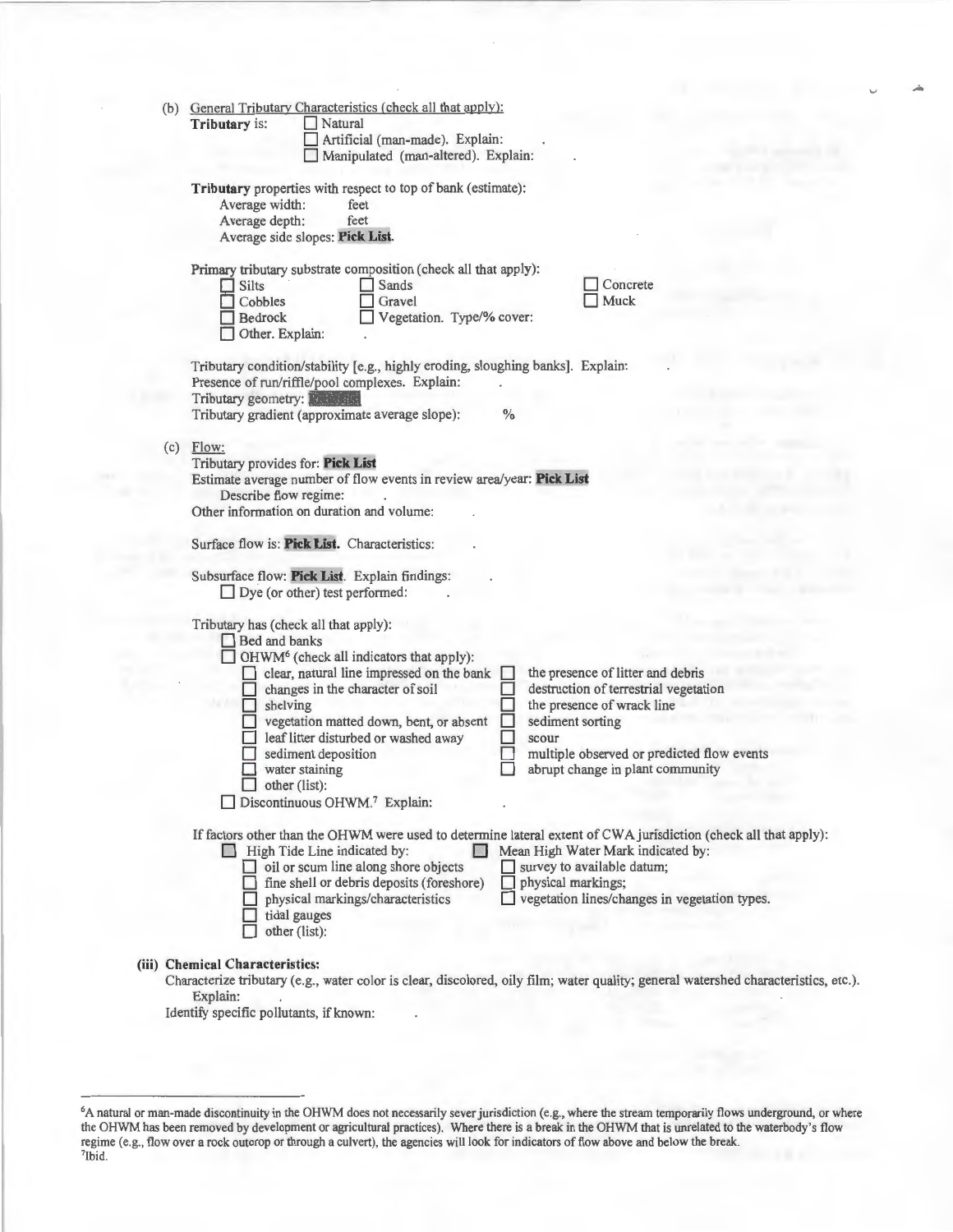(b) General Tributary Characteristics (check all that apply):

**Tributary** is: ☐ Natural
☐ Artificial (man-made). Explain: .
☐ Manipulated (man-altered). Explain: .

**Tributary** properties with respect to top of bank (estimate):
Average width: feet
Average depth: feet
Average side slopes: **Pick List**.

Primary tributary substrate composition (check all that apply):

☐ Silts ☐ Sands ☐ Concrete
☐ Cobbles ☐ Gravel ☐ Muck
☐ Bedrock ☐ Vegetation. Type/% cover:
☐ Other. Explain: .

Tributary condition/stability [e.g., highly eroding, sloughing banks]. Explain: .
Presence of run/riffle/pool complexes. Explain: .
Tributary geometry: **Pick List**
Tributary gradient (approximate average slope): %

(c) Flow:

Tributary provides for: **Pick List**
Estimate average number of flow events in review area/year: **Pick List**
Describe flow regime: .
Other information on duration and volume: .

Surface flow is: **Pick List.** Characteristics: .

Subsurface flow: **Pick List**. Explain findings: .
☐ Dye (or other) test performed: .

Tributary has (check all that apply):
☐ Bed and banks
☐ OHWM[6] (check all indicators that apply):

☐ clear, natural line impressed on the bank ☐ the presence of litter and debris
☐ changes in the character of soil ☐ destruction of terrestrial vegetation
☐ shelving ☐ the presence of wrack line
☐ vegetation matted down, bent, or absent ☐ sediment sorting
☐ leaf litter disturbed or washed away ☐ scour
☐ sediment deposition ☐ multiple observed or predicted flow events
☐ water staining ☐ abrupt change in plant community
☐ other (list):

☐ Discontinuous OHWM.[7] Explain: .

If factors other than the OHWM were used to determine lateral extent of CWA jurisdiction (check all that apply):

☐ High Tide Line indicated by: ☐ Mean High Water Mark indicated by:
☐ oil or scum line along shore objects ☐ survey to available datum;
☐ fine shell or debris deposits (foreshore) ☐ physical markings;
☐ physical markings/characteristics ☐ vegetation lines/changes in vegetation types.
☐ tidal gauges
☐ other (list):

**(iii) Chemical Characteristics:**

Characterize tributary (e.g., water color is clear, discolored, oily film; water quality; general watershed characteristics, etc.).
Explain: .
Identify specific pollutants, if known: .

---

[6]A natural or man-made discontinuity in the OHWM does not necessarily sever jurisdiction (e.g., where the stream temporarily flows underground, or where the OHWM has been removed by development or agricultural practices). Where there is a break in the OHWM that is unrelated to the waterbody's flow regime (e.g., flow over a rock outcrop or through a culvert), the agencies will look for indicators of flow above and below the break.
[7]Ibid.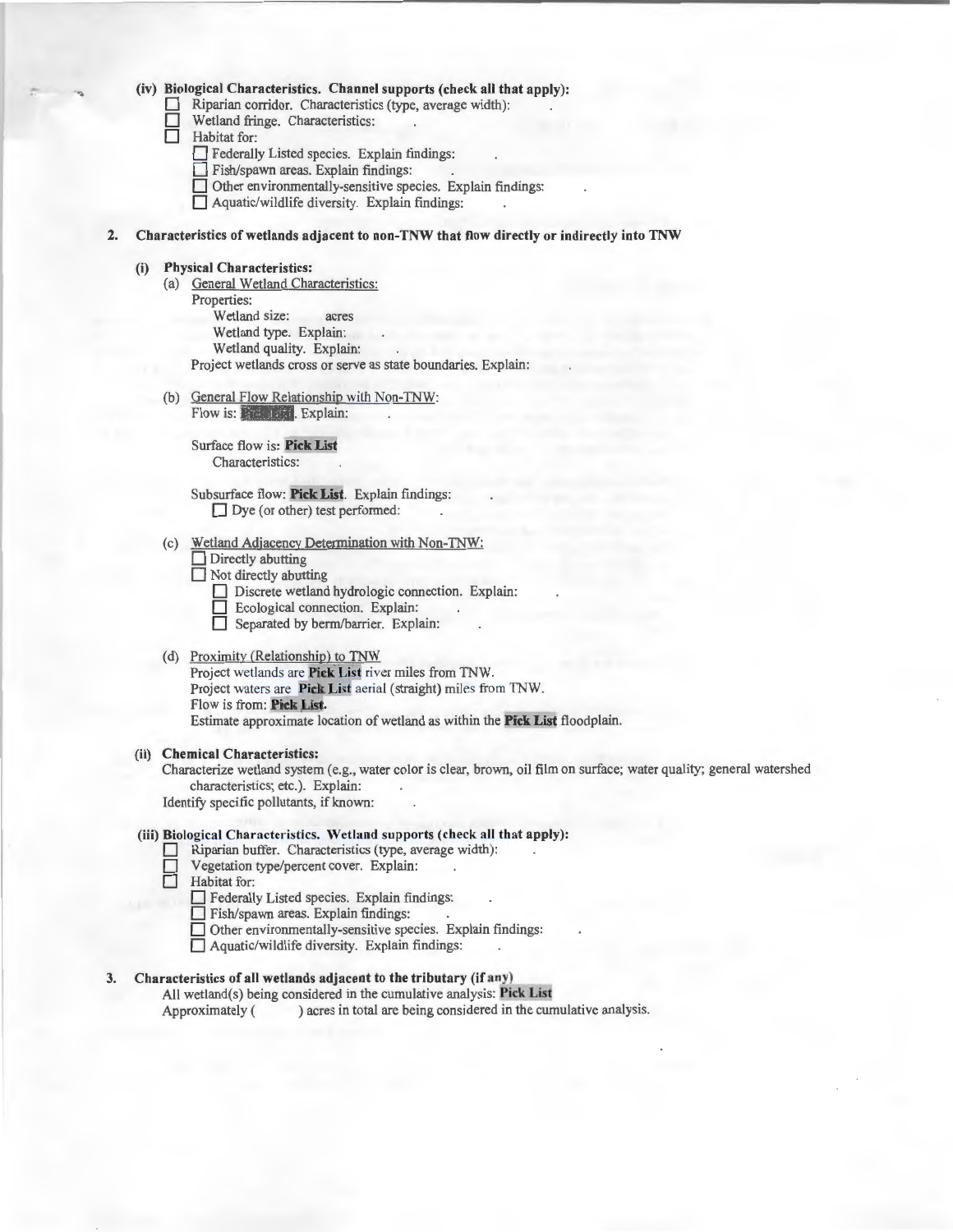**(iv) Biological Characteristics. Channel supports (check all that apply):**

- ☐ Riparian corridor. Characteristics (type, average width): .
- ☐ Wetland fringe. Characteristics: .
- ☐ Habitat for:
  - ☐ Federally Listed species. Explain findings: .
  - ☐ Fish/spawn areas. Explain findings: .
  - ☐ Other environmentally-sensitive species. Explain findings: .
  - ☐ Aquatic/wildlife diversity. Explain findings: .

**2. Characteristics of wetlands adjacent to non-TNW that flow directly or indirectly into TNW**

**(i) Physical Characteristics:**

(a) General Wetland Characteristics:

Properties:

Wetland size: acres

Wetland type. Explain: .

Wetland quality. Explain: .

Project wetlands cross or serve as state boundaries. Explain: .

(b) General Flow Relationship with Non-TNW:

Flow is: **Pick List**. Explain: .

Surface flow is: **Pick List**

Characteristics: .

Subsurface flow: **Pick List**. Explain findings: .

☐ Dye (or other) test performed: .

(c) Wetland Adjacency Determination with Non-TNW:

- ☐ Directly abutting
- ☐ Not directly abutting
  - ☐ Discrete wetland hydrologic connection. Explain: .
  - ☐ Ecological connection. Explain: .
  - ☐ Separated by berm/barrier. Explain: .

(d) Proximity (Relationship) to TNW

Project wetlands are **Pick List** river miles from TNW.

Project waters are **Pick List** aerial (straight) miles from TNW.

Flow is from: **Pick List.**

Estimate approximate location of wetland as within the **Pick List** floodplain.

**(ii) Chemical Characteristics:**

Characterize wetland system (e.g., water color is clear, brown, oil film on surface; water quality; general watershed characteristics; etc.). Explain: .

Identify specific pollutants, if known: .

**(iii) Biological Characteristics. Wetland supports (check all that apply):**

- ☐ Riparian buffer. Characteristics (type, average width): .
- ☐ Vegetation type/percent cover. Explain: .
- ☐ Habitat for:
  - ☐ Federally Listed species. Explain findings: .
  - ☐ Fish/spawn areas. Explain findings: .
  - ☐ Other environmentally-sensitive species. Explain findings: .
  - ☐ Aquatic/wildlife diversity. Explain findings: .

**3. Characteristics of all wetlands adjacent to the tributary (if any)**

All wetland(s) being considered in the cumulative analysis: **Pick List**

Approximately ( ) acres in total are being considered in the cumulative analysis.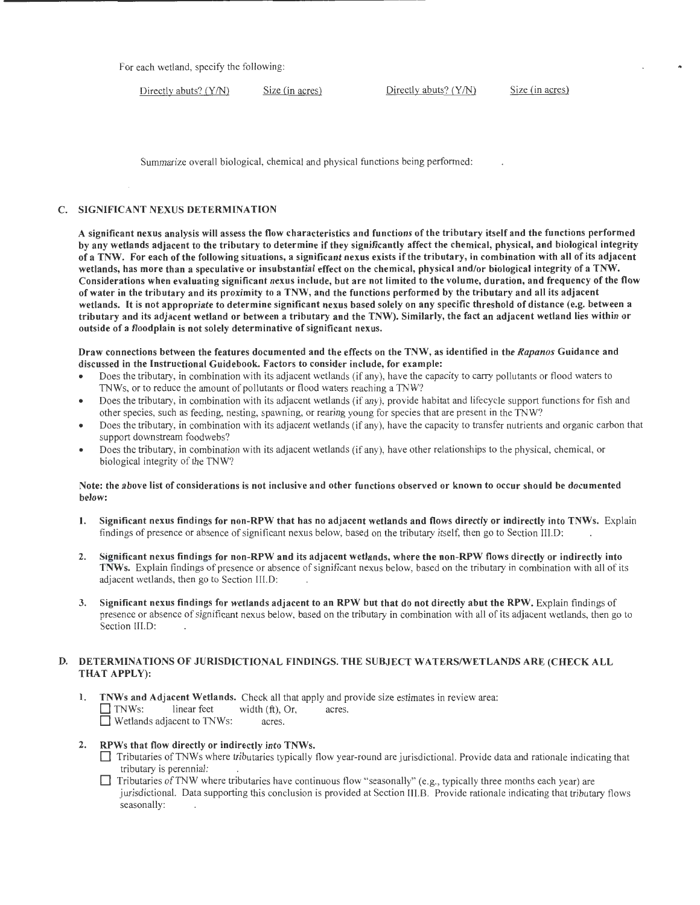For each wetland, specify the following:

| Directly abuts? (Y/N) | Size (in acres) | Directly abuts? (Y/N) | Size (in acres) |
| --- | --- | --- | --- |

Summarize overall biological, chemical and physical functions being performed: .

## C. SIGNIFICANT NEXUS DETERMINATION

**A significant nexus analysis will assess the flow characteristics and functions of the tributary itself and the functions performed by any wetlands adjacent to the tributary to determine if they significantly affect the chemical, physical, and biological integrity of a TNW. For each of the following situations, a significant nexus exists if the tributary, in combination with all of its adjacent wetlands, has more than a speculative or insubstantial effect on the chemical, physical and/or biological integrity of a TNW. Considerations when evaluating significant nexus include, but are not limited to the volume, duration, and frequency of the flow of water in the tributary and its proximity to a TNW, and the functions performed by the tributary and all its adjacent wetlands. It is not appropriate to determine significant nexus based solely on any specific threshold of distance (e.g. between a tributary and its adjacent wetland or between a tributary and the TNW). Similarly, the fact an adjacent wetland lies within or outside of a floodplain is not solely determinative of significant nexus.**

**Draw connections between the features documented and the effects on the TNW, as identified in the *Rapanos* Guidance and discussed in the Instructional Guidebook. Factors to consider include, for example:**

- Does the tributary, in combination with its adjacent wetlands (if any), have the capacity to carry pollutants or flood waters to TNWs, or to reduce the amount of pollutants or flood waters reaching a TNW?
- Does the tributary, in combination with its adjacent wetlands (if any), provide habitat and lifecycle support functions for fish and other species, such as feeding, nesting, spawning, or rearing young for species that are present in the TNW?
- Does the tributary, in combination with its adjacent wetlands (if any), have the capacity to transfer nutrients and organic carbon that support downstream foodwebs?
- Does the tributary, in combination with its adjacent wetlands (if any), have other relationships to the physical, chemical, or biological integrity of the TNW?

**Note: the above list of considerations is not inclusive and other functions observed or known to occur should be documented below:**

1. **Significant nexus findings for non-RPW that has no adjacent wetlands and flows directly or indirectly into TNWs.** Explain findings of presence or absence of significant nexus below, based on the tributary itself, then go to Section III.D: .

2. **Significant nexus findings for non-RPW and its adjacent wetlands, where the non-RPW flows directly or indirectly into TNWs.** Explain findings of presence or absence of significant nexus below, based on the tributary in combination with all of its adjacent wetlands, then go to Section III.D: .

3. **Significant nexus findings for wetlands adjacent to an RPW but that do not directly abut the RPW.** Explain findings of presence or absence of significant nexus below, based on the tributary in combination with all of its adjacent wetlands, then go to Section III.D: .

## D. DETERMINATIONS OF JURISDICTIONAL FINDINGS. THE SUBJECT WATERS/WETLANDS ARE (CHECK ALL THAT APPLY):

1. **TNWs and Adjacent Wetlands.** Check all that apply and provide size estimates in review area:
   - ☐ TNWs: linear feet width (ft), Or, acres.
   - ☐ Wetlands adjacent to TNWs: acres.

2. **RPWs that flow directly or indirectly into TNWs.**
   - ☐ Tributaries of TNWs where tributaries typically flow year-round are jurisdictional. Provide data and rationale indicating that tributary is perennial: .
   - ☐ Tributaries of TNW where tributaries have continuous flow "seasonally" (e.g., typically three months each year) are jurisdictional. Data supporting this conclusion is provided at Section III.B. Provide rationale indicating that tributary flows seasonally: .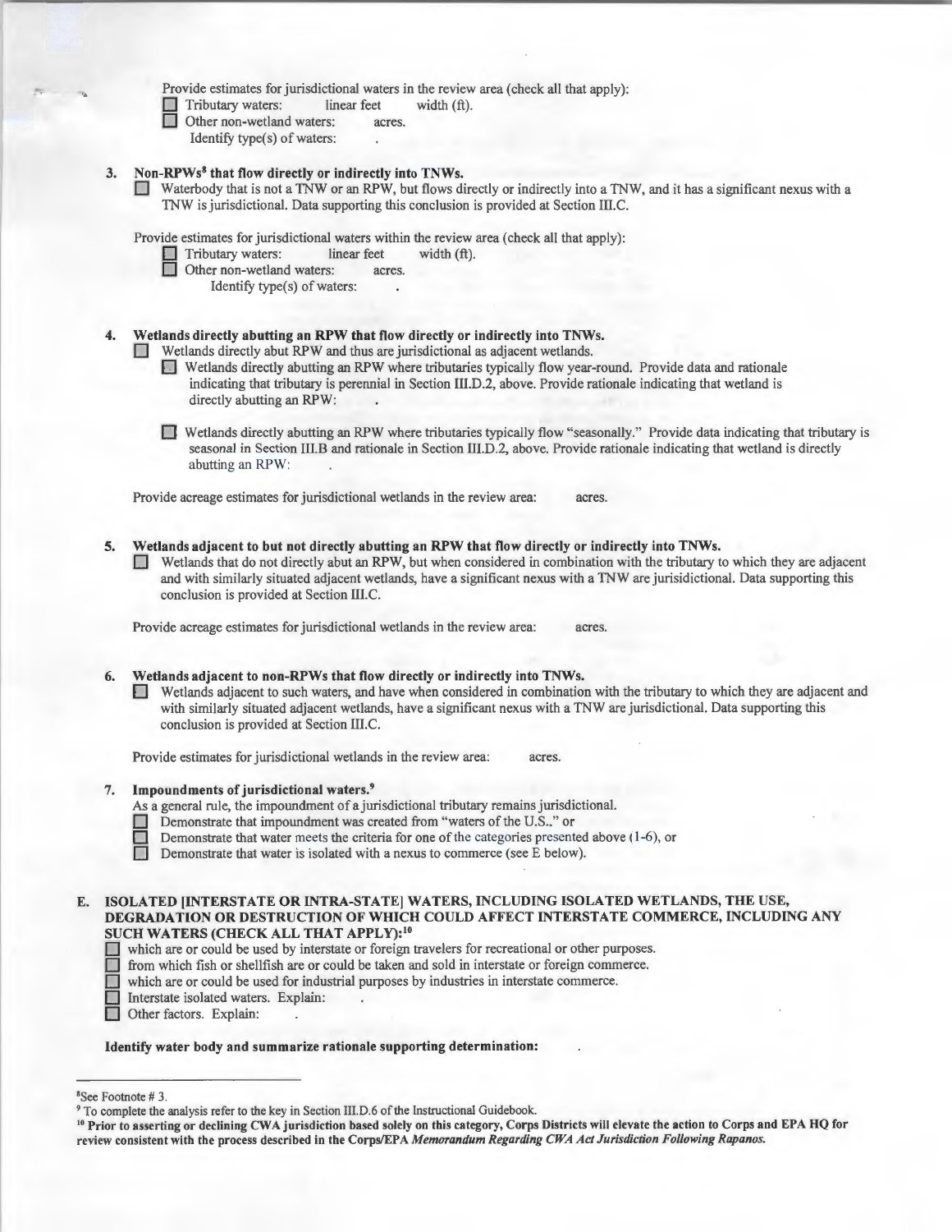Provide estimates for jurisdictional waters in the review area (check all that apply):

- ☐ Tributary waters: linear feet width (ft).
- ☐ Other non-wetland waters: acres.
  - Identify type(s) of waters: .

**3. Non-RPWs[8] that flow directly or indirectly into TNWs.**

☐ Waterbody that is not a TNW or an RPW, but flows directly or indirectly into a TNW, and it has a significant nexus with a TNW is jurisdictional. Data supporting this conclusion is provided at Section III.C.

Provide estimates for jurisdictional waters within the review area (check all that apply):

- ☐ Tributary waters: linear feet width (ft).
- ☐ Other non-wetland waters: acres.
  - Identify type(s) of waters: .

**4. Wetlands directly abutting an RPW that flow directly or indirectly into TNWs.**

☐ Wetlands directly abut RPW and thus are jurisdictional as adjacent wetlands.

- ☐ Wetlands directly abutting an RPW where tributaries typically flow year-round. Provide data and rationale indicating that tributary is perennial in Section III.D.2, above. Provide rationale indicating that wetland is directly abutting an RPW: .
- ☐ Wetlands directly abutting an RPW where tributaries typically flow "seasonally." Provide data indicating that tributary is seasonal in Section III.B and rationale in Section III.D.2, above. Provide rationale indicating that wetland is directly abutting an RPW: .

Provide acreage estimates for jurisdictional wetlands in the review area: acres.

**5. Wetlands adjacent to but not directly abutting an RPW that flow directly or indirectly into TNWs.**

☐ Wetlands that do not directly abut an RPW, but when considered in combination with the tributary to which they are adjacent and with similarly situated adjacent wetlands, have a significant nexus with a TNW are jurisidictional. Data supporting this conclusion is provided at Section III.C.

Provide acreage estimates for jurisdictional wetlands in the review area: acres.

**6. Wetlands adjacent to non-RPWs that flow directly or indirectly into TNWs.**

☐ Wetlands adjacent to such waters, and have when considered in combination with the tributary to which they are adjacent and with similarly situated adjacent wetlands, have a significant nexus with a TNW are jurisdictional. Data supporting this conclusion is provided at Section III.C.

Provide estimates for jurisdictional wetlands in the review area: acres.

**7. Impoundments of jurisdictional waters.[9]**

As a general rule, the impoundment of a jurisdictional tributary remains jurisdictional.

- ☐ Demonstrate that impoundment was created from "waters of the U.S.," or
- ☐ Demonstrate that water meets the criteria for one of the categories presented above (1-6), or
- ☐ Demonstrate that water is isolated with a nexus to commerce (see E below).

**E. ISOLATED [INTERSTATE OR INTRA-STATE] WATERS, INCLUDING ISOLATED WETLANDS, THE USE, DEGRADATION OR DESTRUCTION OF WHICH COULD AFFECT INTERSTATE COMMERCE, INCLUDING ANY SUCH WATERS (CHECK ALL THAT APPLY):[10]**

- ☐ which are or could be used by interstate or foreign travelers for recreational or other purposes.
- ☐ from which fish or shellfish are or could be taken and sold in interstate or foreign commerce.
- ☐ which are or could be used for industrial purposes by industries in interstate commerce.
- ☐ Interstate isolated waters. Explain: .
- ☐ Other factors. Explain: .

**Identify water body and summarize rationale supporting determination:** .

---

[8] See Footnote # 3.

[9] To complete the analysis refer to the key in Section III.D.6 of the Instructional Guidebook.

[10] **Prior to asserting or declining CWA jurisdiction based solely on this category, Corps Districts will elevate the action to Corps and EPA HQ for review consistent with the process described in the Corps/EPA *Memorandum Regarding CWA Act Jurisdiction Following Rapanos.***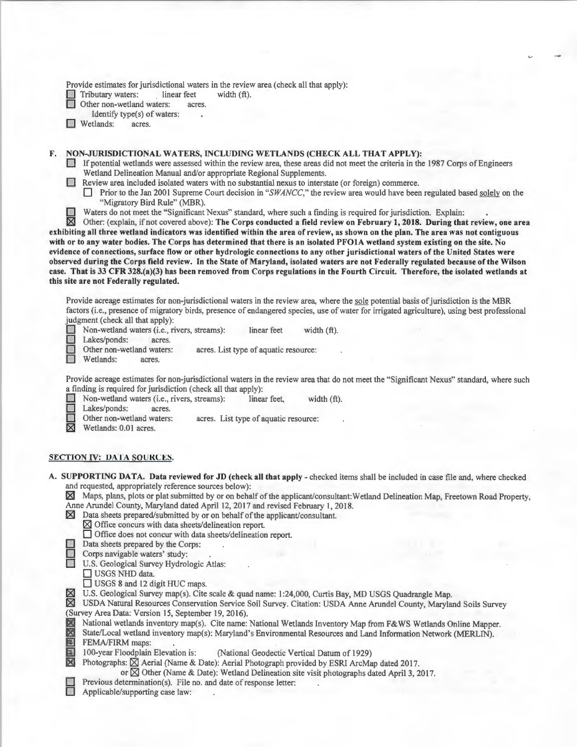Provide estimates for jurisdictional waters in the review area (check all that apply):

☐ Tributary waters: linear feet width (ft).

☐ Other non-wetland waters: acres.

Identify type(s) of waters: .

☐ Wetlands: acres.

## F. NON-JURISDICTIONAL WATERS, INCLUDING WETLANDS (CHECK ALL THAT APPLY):

☐ If potential wetlands were assessed within the review area, these areas did not meet the criteria in the 1987 Corps of Engineers Wetland Delineation Manual and/or appropriate Regional Supplements.

☐ Review area included isolated waters with no substantial nexus to interstate (or foreign) commerce.

☐ Prior to the Jan 2001 Supreme Court decision in "*SWANCC*," the review area would have been regulated based solely on the "Migratory Bird Rule" (MBR).

☐ Waters do not meet the "Significant Nexus" standard, where such a finding is required for jurisdiction. Explain: .

☒ Other: (explain, if not covered above): **The Corps conducted a field review on February 1, 2018. During that review, one area exhibiting all three wetland indicators was identified within the area of review, as shown on the plan. The area was not contiguous with or to any water bodies. The Corps has determined that there is an isolated PFO1A wetland system existing on the site. No evidence of connections, surface flow or other hydrologic connections to any other jurisdictional waters of the United States were observed during the Corps field review. In the State of Maryland, isolated waters are not Federally regulated because of the Wilson case. That is 33 CFR 328.(a)(3) has been removed from Corps regulations in the Fourth Circuit. Therefore, the isolated wetlands at this site are not Federally regulated.**

Provide acreage estimates for non-jurisdictional waters in the review area, where the sole potential basis of jurisdiction is the MBR factors (i.e., presence of migratory birds, presence of endangered species, use of water for irrigated agriculture), using best professional judgment (check all that apply):

☐ Non-wetland waters (i.e., rivers, streams): linear feet width (ft).

☐ Lakes/ponds: acres.

☐ Other non-wetland waters: acres. List type of aquatic resource: .

☐ Wetlands: acres.

Provide acreage estimates for non-jurisdictional waters in the review area that do not meet the "Significant Nexus" standard, where such a finding is required for jurisdiction (check all that apply):

☐ Non-wetland waters (i.e., rivers, streams): linear feet, width (ft).

☐ Lakes/ponds: acres.

☐ Other non-wetland waters: acres. List type of aquatic resource: .

☒ Wetlands: 0.01 acres.

## SECTION IV: DATA SOURCES.

**A. SUPPORTING DATA. Data reviewed for JD (check all that apply** - checked items shall be included in case file and, where checked and requested, appropriately reference sources below):

☒ Maps, plans, plots or plat submitted by or on behalf of the applicant/consultant: Wetland Delineation Map, Freetown Road Property, Anne Arundel County, Maryland dated April 12, 2017 and revised February 1, 2018.

☒ Data sheets prepared/submitted by or on behalf of the applicant/consultant.

☒ Office concurs with data sheets/delineation report.

☐ Office does not concur with data sheets/delineation report.

☐ Data sheets prepared by the Corps: .

☐ Corps navigable waters' study: .

☐ U.S. Geological Survey Hydrologic Atlas: .

☐ USGS NHD data.

☐ USGS 8 and 12 digit HUC maps.

☒ U.S. Geological Survey map(s). Cite scale & quad name: 1:24,000, Curtis Bay, MD USGS Quadrangle Map.

☒ USDA Natural Resources Conservation Service Soil Survey. Citation: USDA Anne Arundel County, Maryland Soils Survey (Survey Area Data: Version 15, September 19, 2016).

☒ National wetlands inventory map(s). Cite name: National Wetlands Inventory Map from F&WS Wetlands Online Mapper.

☒ State/Local wetland inventory map(s): Maryland's Environmental Resources and Land Information Network (MERLIN).

☒ FEMA/FIRM maps: .

☒ 100-year Floodplain Elevation is: (National Geodectic Vertical Datum of 1929)

☒ Photographs: ☒ Aerial (Name & Date): Aerial Photograph provided by ESRI ArcMap dated 2017.

or ☒ Other (Name & Date): Wetland Delineation site visit photographs dated April 3, 2017.

☐ Previous determination(s). File no. and date of response letter: .

☐ Applicable/supporting case law: .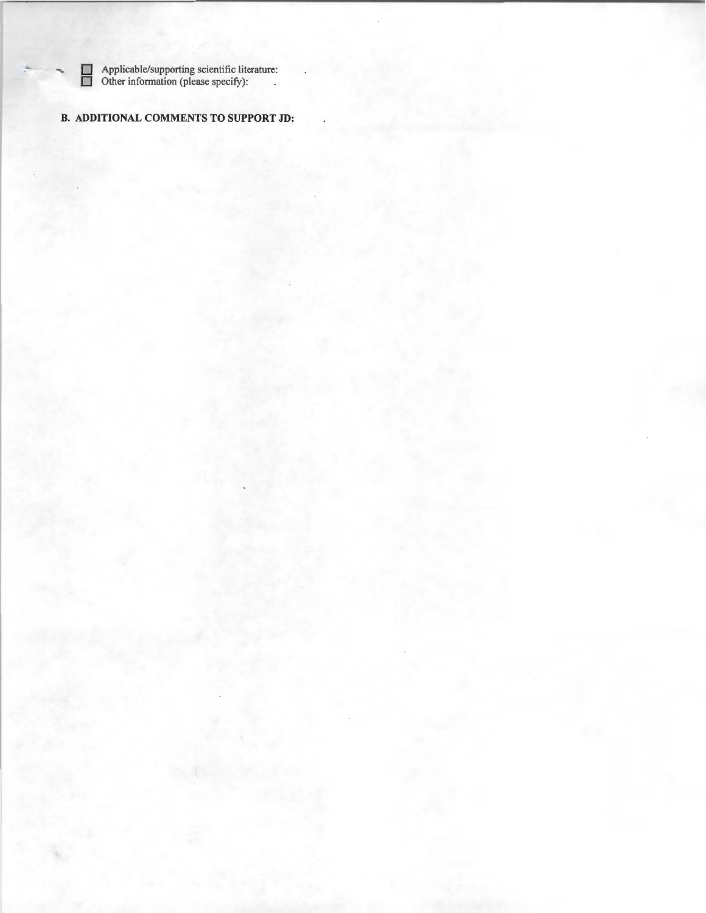- [ ] Applicable/supporting scientific literature:
- [ ] Other information (please specify):

**B. ADDITIONAL COMMENTS TO SUPPORT JD:**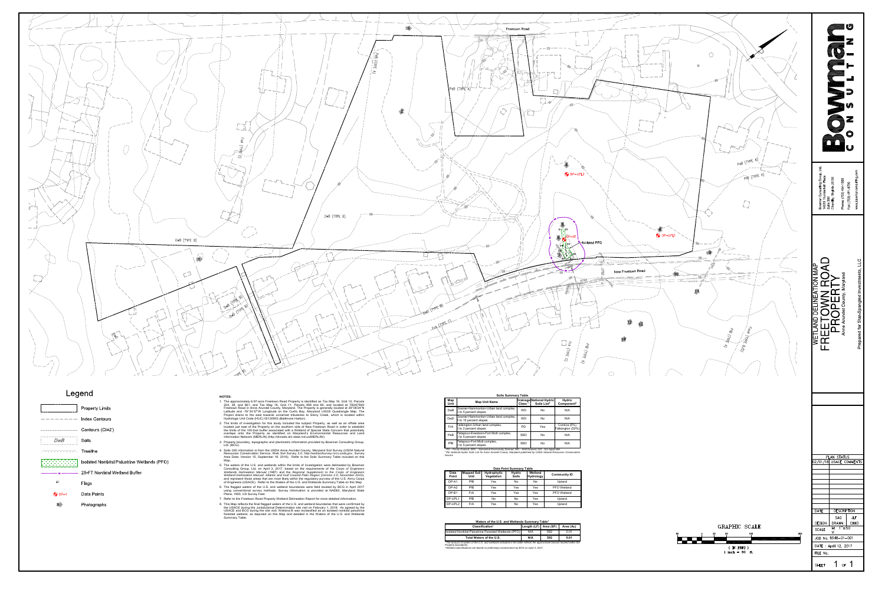# WETLAND DELINEATION MAP
# FREETOWN ROAD PROPERTY

Anne Arundel County, Maryland

Prepared for Star-Spangled Investments, LLC

**Bowman CONSULTING**

Bowman Consulting Group, Ltd.
14020 Thunderbolt Place
Suite 300
Chantilly, Virginia 20151
Phone: (703) 464-1000
Fax: (703) 481-9720
www.bowmanconsulting.com

Freetown Road

New Freetown Road

Isolated PFO

DP-UPL2

DP-B1

DP-UPL1

PeB (TYPE A)

DwB (TYPE B)

DeD (TYPE B)

FrA (TYPE C)

## Legend

- Property Limits
- Index Contours
- Contours (CI=2')
- DwB — Soils
- Treeline
- Isolated Nontidal Palustrine Wetlands (PFO)
- 25-FT Nontidal Wetland Buffer
- A1 — Flags
- DP-1 — Data Points
- Photographs

## NOTES:

1. The approximately 6.97-acre Freetown Road Property is identified as Tax Map 16, Grid 10, Parcels 204, 38, and 861, and Tax Map 16, Grid 11, Parcels 950 and 69, and located at 7824/7840 Freetown Road in Anne Arundel County, Maryland. The Property is generally located at 39°08'24"N Latitude and -76°34'37"W Longitude on the Curtis Bay, Maryland USGS Quadrangle Map. The Project drains to the east towards unnamed tributaries to Stony Creek, which is located within Hydrologic Unit Code (HUC) 02130903 (Baltimore Harbor).
2. The limits of investigation for this study included the subject Property, as well as an offsite area located just east of the Property on the southern side of New Freetown Road in order to establish the limits of the 100-foot buffer associated with a Wetland of Special State Concern that potentially overlaps onto the Property as identified on Maryland's Environmental Resources and Land Information Network (MERLIN) (http://dnrweb.dnr.state.md.us/MERLIN/).
3. Property boundary, topographic and planimetric information provided by Bowman Consulting Group, Ltd. (BCG).
4. Soils GIS information is from the USDA Anne Arundel County, Maryland Soil Survey (USDA Natural Resources Conservation Service, Web Soil Survey 3.0, http://websoilsurvey.nrcs.usda.gov, Survey Area Data: Version 15, September 19, 2016). Refer to the Soils Summary Table included on this Map.
5. The waters of the U.S. and wetlands within the limits of investigation were delineated by Bowman Consulting Group, Ltd. on April 3, 2017, based on the requirements of the *Corps of Engineers Wetlands Delineation Manual* (1987) and the *Regional Supplement to the Corps of Engineers Wetland Delineation Manual: Atlantic and Gulf Coastal Plain Region (Version 2.0, November 2010)*, and represent those areas that are most likely within the regulatory purview of the U.S. Army Corps of Engineers (USACE). Refer to the Waters of the U.S. and Wetlands Summary Table on this Map.
6. The flagged waters of the U.S. and wetland boundaries were field located by BCG in April 2017 using conventional survey methods. Survey information is provided at NAD83, Maryland State Plane, 1900, US Survey Feet.
7. Refer to the Freetown Road Property Wetland Delineation Report for more detailed information.
8. This Map reflects the final flagged waters of the U.S. and wetland boundaries that were confirmed by the USACE during the Jurisdictional Determination site visit on February 1, 2018. As agreed by the USACE and BCG during the site visit, Wetland B was reclassified as an isolated nontidal palustrine forested wetland, as depicted on this Map and detailed in the Waters of the U.S. and Wetlands Summary Table.

**Soils Summary Table**

| Map Unit | Map Unit Name | Drainage Class[1] | National Hydric Soils List[2] | Hydric Component[2] |
|---|---|---|---|---|
| DwB | Downer-Hammonton-Urban land complex, 0 to 5 percent slopes | WD | No | N/A |
| DwD | Downer-Hammonton-Urban land complex, 5 to 15 percent slopes | WD | No | N/A |
| FrA | Fallsington-Urban land complex, 0 to 2 percent slopes | PD | Yes | Corsica (5%) Fallsington (50%) |
| PeB | Patapsco-Evesboro-Fort Mott complex, 0 to 5 percent slopes | SED | No | N/A |
| PfB | Patapsco-Fort Mott complex, 0 to 5 percent slopes | SED | No | N/A |

[1] PD – Poorly Drained, SED – Somewhat Excessively Drained, WD – Well Drained, N/A – Not Applicable
[2] Per National Hydric Soils List for Anne Arundel County, Maryland published by USDA Natural Resources Conservation Service

**Data Point Summary Table**

| Data Point | Mapped Soil Unit | Hydrophytic Vegetation | Hydric Soils | Wetland Hydrology | Community ID |
|---|---|---|---|---|---|
| DP-A1 | PfB | Yes | No | No | Upland |
| DP-A2 | PfB | Yes | Yes | Yes | PFO Wetland |
| DP-B1 | FrA | Yes | Yes | Yes | PFO Wetland |
| DP-UPL1 | PfB | No | No | Yes | Upland |
| DP-UPL2 | FrA | Yes | No | Yes | Upland |

**Waters of the U.S. and Wetlands Summary Table[1]**

| Classification[2] | Length (LF) | Area (SF) | Area (Ac) |
|---|---|---|---|
| Isolated Nontidal Palustrine Forested Wetlands (PFO) | N/A | 592 | 0.01 |
| **Total Waters of the U.S.** | **N/A** | **592** | **0.01** |

[1] The amount of waters of the U.S. and wetlands included in the table reflects the approximate amount located within the Property boundaries.
[2] Wetland classifications are based on preliminary assessments by BCG on April 3, 2017.

GRAPHIC SCALE

50 0 25 50 100 200

( IN FEET )
1 inch = 50 ft.

| PLAN STATUS | |
|---|---|
| 02/01/18 | USACE COMMENTS |
| DATE | DESCRIPTION |

| DESIGN | DRAWN | CHKD |
|---|---|---|
| | SAG | JLF |

SCALE H: 1"=50' V:

JOB No. 8548-01-001

DATE: April 12, 2017

FILE No.

SHEET 1 OF 1